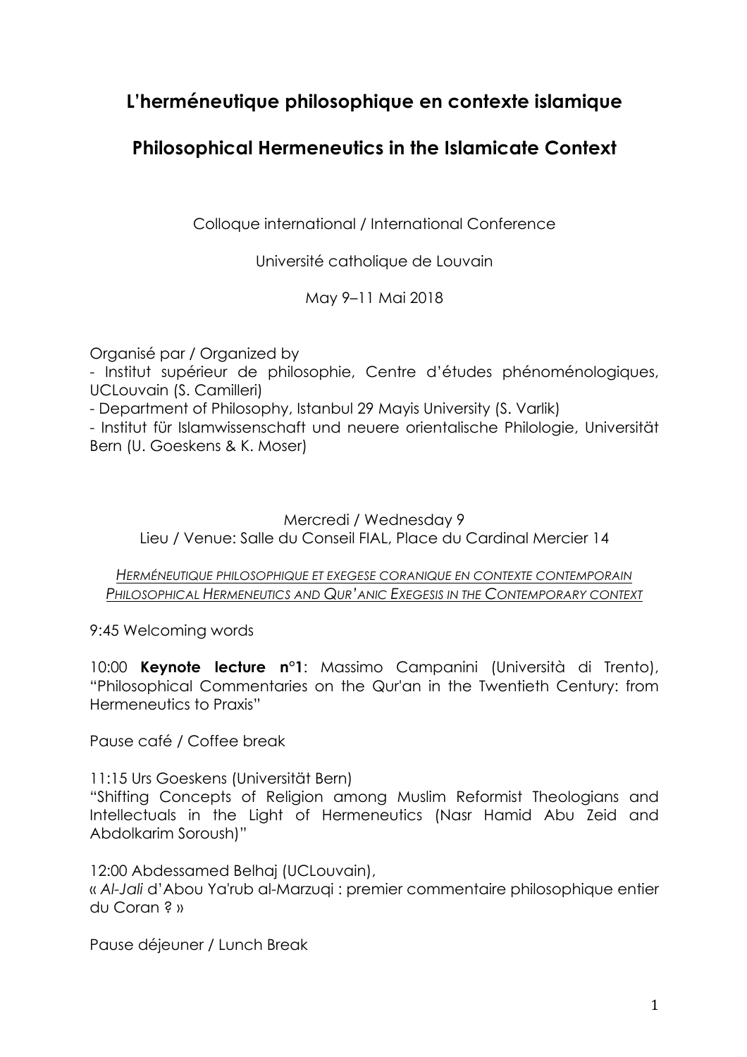# L'herméneutique philosophique en contexte islamique

# Philosophical Hermeneutics in the Islamicate Context

Colloque international / International Conference

Université catholique de Louvain

May 9–11 Mai 2018

Organisé par / Organized by

- Institut supérieur de philosophie, Centre d'études phénoménologiques, UCLouvain (S. Camilleri)
- Department of Philosophy, Istanbul 29 Mayis University (S. Varlik)
- Institut für Islamwissenschaft und neuere orientalische Philologie, Universität Bern (U. Goeskens & K. Moser)

Mercredi / Wednesday 9
Lieu / Venue: Salle du Conseil FIAL, Place du Cardinal Mercier 14

*HERMÉNEUTIQUE PHILOSOPHIQUE ET EXEGESE CORANIQUE EN CONTEXTE CONTEMPORAIN*
*PHILOSOPHICAL HERMENEUTICS AND QUR'ANIC EXEGESIS IN THE CONTEMPORARY CONTEXT*

9:45 Welcoming words

10:00 **Keynote lecture n°1**: Massimo Campanini (Università di Trento), "Philosophical Commentaries on the Qur'an in the Twentieth Century: from Hermeneutics to Praxis"

Pause café / Coffee break

11:15 Urs Goeskens (Universität Bern)
"Shifting Concepts of Religion among Muslim Reformist Theologians and Intellectuals in the Light of Hermeneutics (Nasr Hamid Abu Zeid and Abdolkarim Soroush)"

12:00 Abdessamed Belhaj (UCLouvain),
« *Al-Jali* d'Abou Ya'rub al-Marzuqi : premier commentaire philosophique entier du Coran ? »

Pause déjeuner / Lunch Break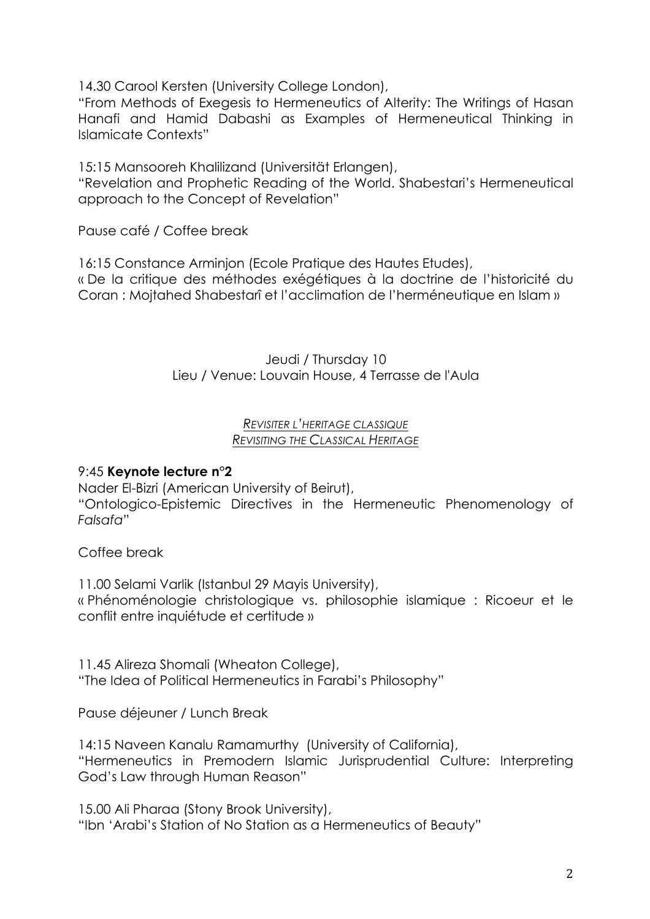14.30 Carool Kersten (University College London),
"From Methods of Exegesis to Hermeneutics of Alterity: The Writings of Hasan Hanafi and Hamid Dabashi as Examples of Hermeneutical Thinking in Islamicate Contexts"

15:15 Mansooreh Khalilizand (Universität Erlangen),
"Revelation and Prophetic Reading of the World. Shabestari's Hermeneutical approach to the Concept of Revelation"

Pause café / Coffee break

16:15 Constance Arminjon (Ecole Pratique des Hautes Etudes),
« De la critique des méthodes exégétiques à la doctrine de l'historicité du Coran : Mojtahed Shabestarî et l'acclimation de l'herméneutique en Islam »

Jeudi / Thursday 10
Lieu / Venue: Louvain House, 4 Terrasse de l'Aula

*REVISITER L'HERITAGE CLASSIQUE*
*REVISITING THE CLASSICAL HERITAGE*

9:45 **Keynote lecture n°2**
Nader El-Bizri (American University of Beirut),
"Ontologico-Epistemic Directives in the Hermeneutic Phenomenology of *Falsafa*"

Coffee break

11.00 Selami Varlik (Istanbul 29 Mayis University),
« Phénoménologie christologique vs. philosophie islamique : Ricoeur et le conflit entre inquiétude et certitude »

11.45 Alireza Shomali (Wheaton College),
"The Idea of Political Hermeneutics in Farabi's Philosophy"

Pause déjeuner / Lunch Break

14:15 Naveen Kanalu Ramamurthy (University of California),
"Hermeneutics in Premodern Islamic Jurisprudential Culture: Interpreting God's Law through Human Reason"

15.00 Ali Pharaa (Stony Brook University),
"Ibn 'Arabi's Station of No Station as a Hermeneutics of Beauty"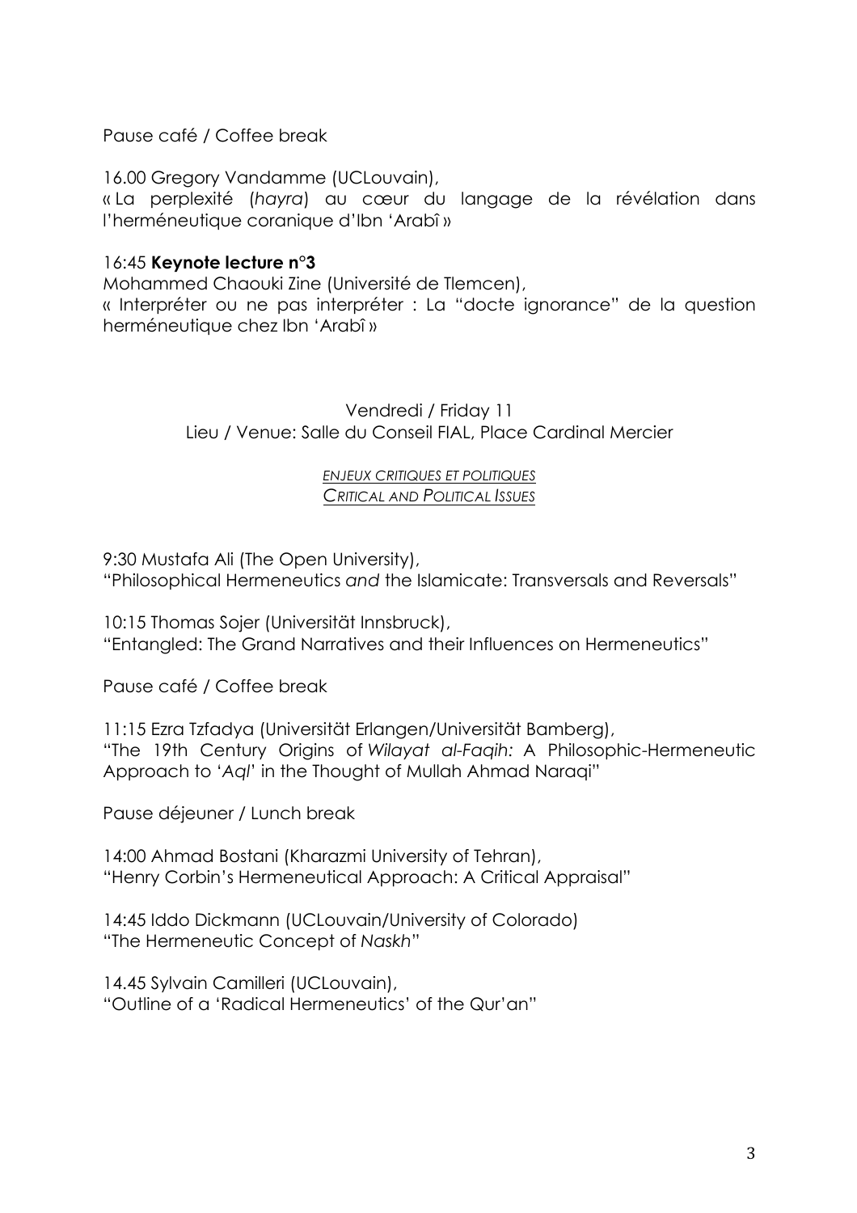Pause café / Coffee break

16.00 Gregory Vandamme (UCLouvain),
« La perplexité (*hayra*) au cœur du langage de la révélation dans l'herméneutique coranique d'Ibn 'Arabî »

16:45 **Keynote lecture n°3**
Mohammed Chaouki Zine (Université de Tlemcen),
« Interpréter ou ne pas interpréter : La "docte ignorance" de la question herméneutique chez Ibn 'Arabî »

Vendredi / Friday 11
Lieu / Venue: Salle du Conseil FIAL, Place Cardinal Mercier

*ENJEUX CRITIQUES ET POLITIQUES*
*CRITICAL AND POLITICAL ISSUES*

9:30 Mustafa Ali (The Open University),
"Philosophical Hermeneutics *and* the Islamicate: Transversals and Reversals"

10:15 Thomas Sojer (Universität Innsbruck),
"Entangled: The Grand Narratives and their Influences on Hermeneutics"

Pause café / Coffee break

11:15 Ezra Tzfadya (Universität Erlangen/Universität Bamberg),
"The 19th Century Origins of *Wilayat al-Faqih:* A Philosophic-Hermeneutic Approach to '*Aql*' in the Thought of Mullah Ahmad Naraqi"

Pause déjeuner / Lunch break

14:00 Ahmad Bostani (Kharazmi University of Tehran),
"Henry Corbin's Hermeneutical Approach: A Critical Appraisal"

14:45 Iddo Dickmann (UCLouvain/University of Colorado)
"The Hermeneutic Concept of *Naskh*"

14.45 Sylvain Camilleri (UCLouvain),
"Outline of a 'Radical Hermeneutics' of the Qur'an"